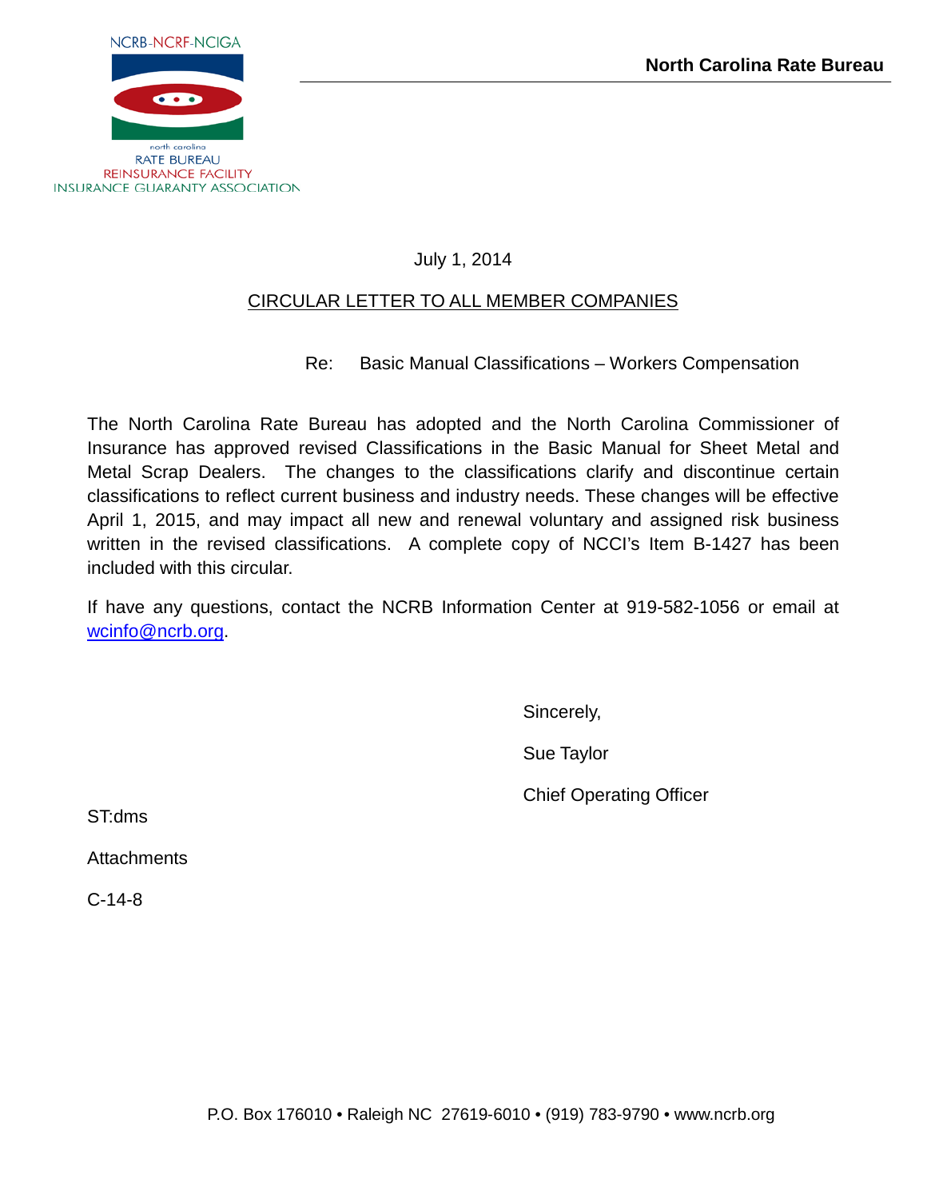NCRB-NCRF-NCIGA

north carolina
RATE BUREAU
REINSURANCE FACILITY
INSURANCE GUARANTY ASSOCIATION

**North Carolina Rate Bureau**

July 1, 2014

CIRCULAR LETTER TO ALL MEMBER COMPANIES

Re: Basic Manual Classifications – Workers Compensation

The North Carolina Rate Bureau has adopted and the North Carolina Commissioner of Insurance has approved revised Classifications in the Basic Manual for Sheet Metal and Metal Scrap Dealers. The changes to the classifications clarify and discontinue certain classifications to reflect current business and industry needs. These changes will be effective April 1, 2015, and may impact all new and renewal voluntary and assigned risk business written in the revised classifications. A complete copy of NCCI's Item B-1427 has been included with this circular.

If have any questions, contact the NCRB Information Center at 919-582-1056 or email at wcinfo@ncrb.org.

Sincerely,

Sue Taylor

Chief Operating Officer

ST:dms

Attachments

C-14-8

P.O. Box 176010 • Raleigh NC 27619-6010 • (919) 783-9790 • www.ncrb.org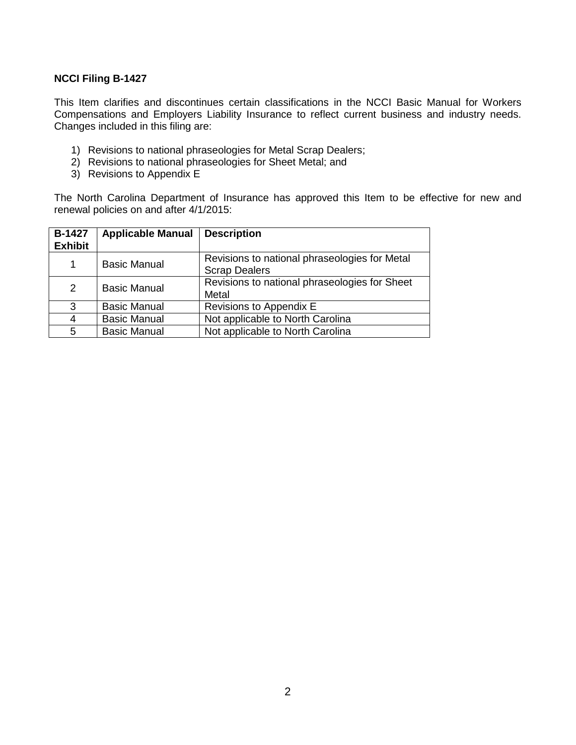**NCCI Filing B-1427**

This Item clarifies and discontinues certain classifications in the NCCI Basic Manual for Workers Compensations and Employers Liability Insurance to reflect current business and industry needs. Changes included in this filing are:

1) Revisions to national phraseologies for Metal Scrap Dealers;
2) Revisions to national phraseologies for Sheet Metal; and
3) Revisions to Appendix E

The North Carolina Department of Insurance has approved this Item to be effective for new and renewal policies on and after 4/1/2015:

| B-1427 Exhibit | Applicable Manual | Description |
|---|---|---|
| 1 | Basic Manual | Revisions to national phraseologies for Metal Scrap Dealers |
| 2 | Basic Manual | Revisions to national phraseologies for Sheet Metal |
| 3 | Basic Manual | Revisions to Appendix E |
| 4 | Basic Manual | Not applicable to North Carolina |
| 5 | Basic Manual | Not applicable to North Carolina |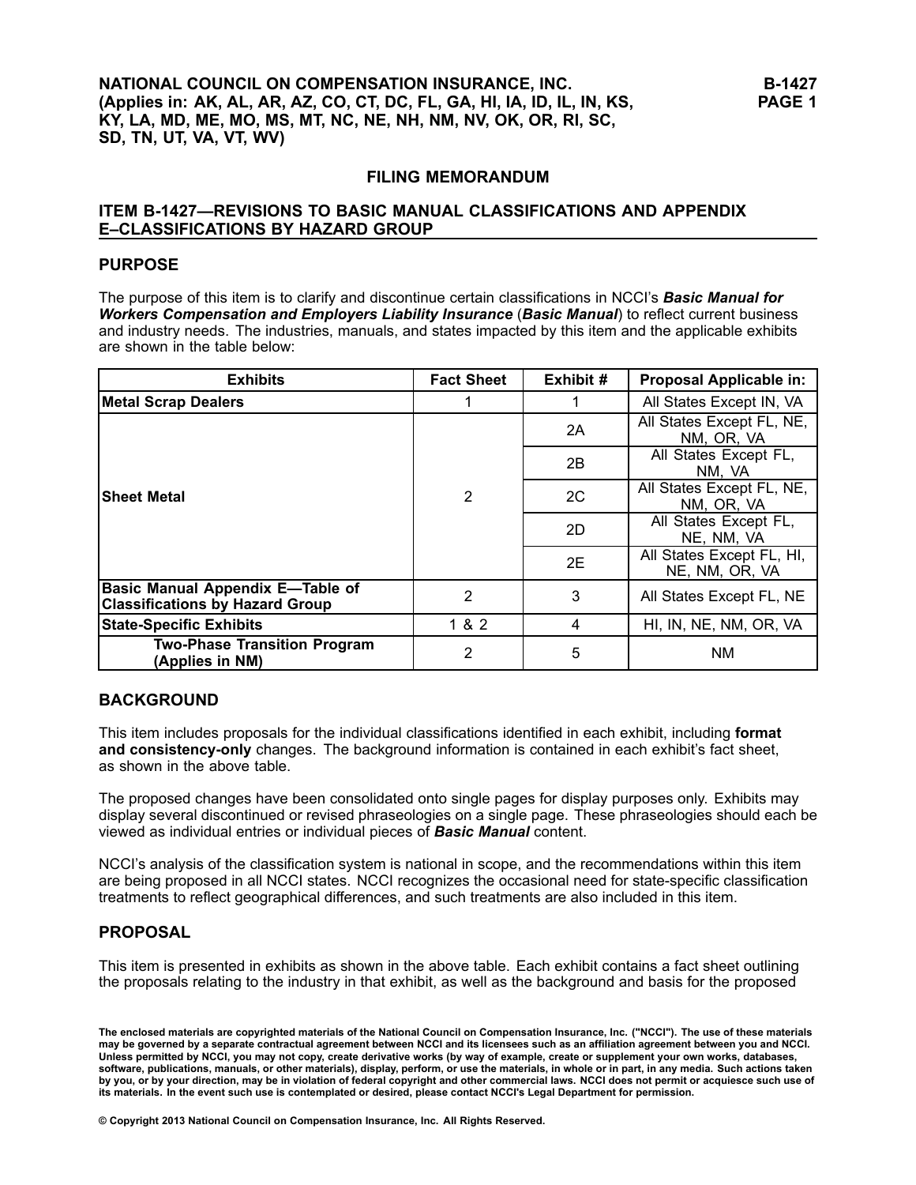NATIONAL COUNCIL ON COMPENSATION INSURANCE, INC.
(Applies in: AK, AL, AR, AZ, CO, CT, DC, FL, GA, HI, IA, ID, IL, IN, KS, KY, LA, MD, ME, MO, MS, MT, NC, NE, NH, NM, NV, OK, OR, RI, SC, SD, TN, UT, VA, VT, WV)

B-1427
PAGE 1

## FILING MEMORANDUM

## ITEM B-1427—REVISIONS TO BASIC MANUAL CLASSIFICATIONS AND APPENDIX E–CLASSIFICATIONS BY HAZARD GROUP

### PURPOSE

The purpose of this item is to clarify and discontinue certain classifications in NCCI's ***Basic Manual for Workers Compensation and Employers Liability Insurance*** (***Basic Manual***) to reflect current business and industry needs. The industries, manuals, and states impacted by this item and the applicable exhibits are shown in the table below:

| Exhibits | Fact Sheet | Exhibit # | Proposal Applicable in: |
|---|---|---|---|
| **Metal Scrap Dealers** | 1 | 1 | All States Except IN, VA |
| **Sheet Metal** | 2 | 2A | All States Except FL, NE, NM, OR, VA |
| | | 2B | All States Except FL, NM, VA |
| | | 2C | All States Except FL, NE, NM, OR, VA |
| | | 2D | All States Except FL, NE, NM, VA |
| | | 2E | All States Except FL, HI, NE, NM, OR, VA |
| **Basic Manual Appendix E—Table of Classifications by Hazard Group** | 2 | 3 | All States Except FL, NE |
| **State-Specific Exhibits** | 1 & 2 | 4 | HI, IN, NE, NM, OR, VA |
| **Two-Phase Transition Program (Applies in NM)** | 2 | 5 | NM |

### BACKGROUND

This item includes proposals for the individual classifications identified in each exhibit, including **format and consistency-only** changes. The background information is contained in each exhibit's fact sheet, as shown in the above table.

The proposed changes have been consolidated onto single pages for display purposes only. Exhibits may display several discontinued or revised phraseologies on a single page. These phraseologies should each be viewed as individual entries or individual pieces of ***Basic Manual*** content.

NCCI's analysis of the classification system is national in scope, and the recommendations within this item are being proposed in all NCCI states. NCCI recognizes the occasional need for state-specific classification treatments to reflect geographical differences, and such treatments are also included in this item.

### PROPOSAL

This item is presented in exhibits as shown in the above table. Each exhibit contains a fact sheet outlining the proposals relating to the industry in that exhibit, as well as the background and basis for the proposed

**The enclosed materials are copyrighted materials of the National Council on Compensation Insurance, Inc. ("NCCI"). The use of these materials may be governed by a separate contractual agreement between NCCI and its licensees such as an affiliation agreement between you and NCCI. Unless permitted by NCCI, you may not copy, create derivative works (by way of example, create or supplement your own works, databases, software, publications, manuals, or other materials), display, perform, or use the materials, in whole or in part, in any media. Such actions taken by you, or by your direction, may be in violation of federal copyright and other commercial laws. NCCI does not permit or acquiesce such use of its materials. In the event such use is contemplated or desired, please contact NCCI's Legal Department for permission.**

**© Copyright 2013 National Council on Compensation Insurance, Inc. All Rights Reserved.**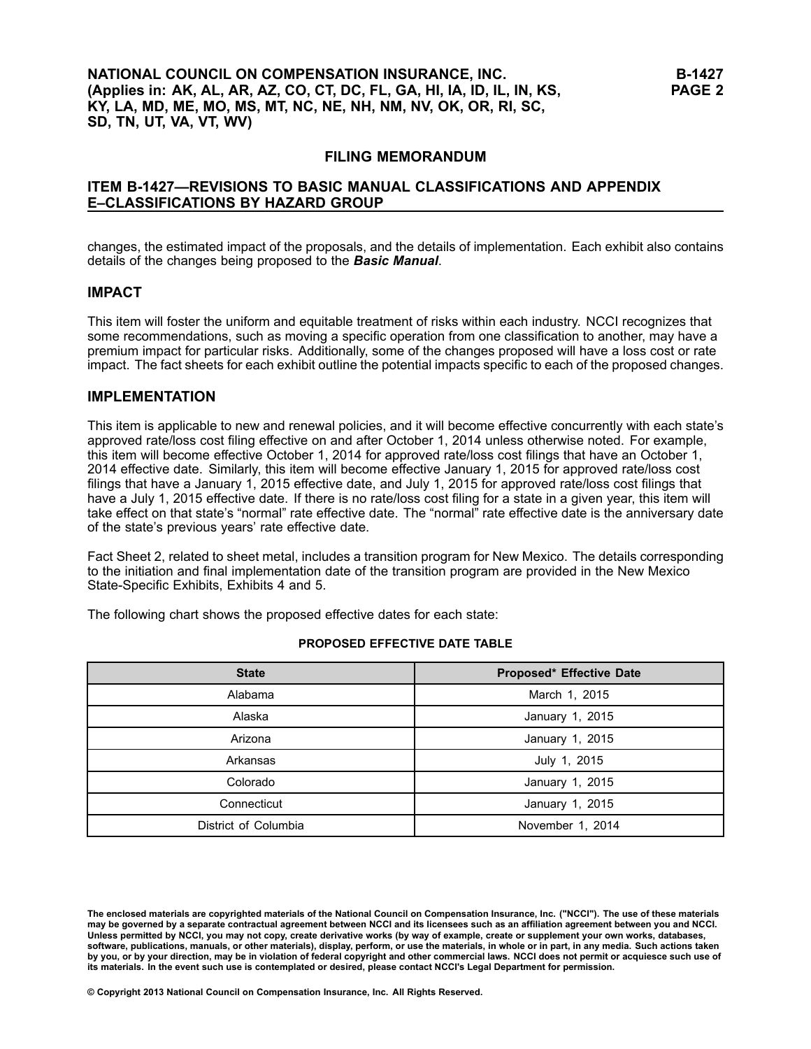changes, the estimated impact of the proposals, and the details of implementation. Each exhibit also contains details of the changes being proposed to the ***Basic Manual***.

## IMPACT

This item will foster the uniform and equitable treatment of risks within each industry. NCCI recognizes that some recommendations, such as moving a specific operation from one classification to another, may have a premium impact for particular risks. Additionally, some of the changes proposed will have a loss cost or rate impact. The fact sheets for each exhibit outline the potential impacts specific to each of the proposed changes.

## IMPLEMENTATION

This item is applicable to new and renewal policies, and it will become effective concurrently with each state's approved rate/loss cost filing effective on and after October 1, 2014 unless otherwise noted. For example, this item will become effective October 1, 2014 for approved rate/loss cost filings that have an October 1, 2014 effective date. Similarly, this item will become effective January 1, 2015 for approved rate/loss cost filings that have a January 1, 2015 effective date, and July 1, 2015 for approved rate/loss cost filings that have a July 1, 2015 effective date. If there is no rate/loss cost filing for a state in a given year, this item will take effect on that state's "normal" rate effective date. The "normal" rate effective date is the anniversary date of the state's previous years' rate effective date.

Fact Sheet 2, related to sheet metal, includes a transition program for New Mexico. The details corresponding to the initiation and final implementation date of the transition program are provided in the New Mexico State-Specific Exhibits, Exhibits 4 and 5.

The following chart shows the proposed effective dates for each state:

**PROPOSED EFFECTIVE DATE TABLE**

| State | Proposed* Effective Date |
|---|---|
| Alabama | March 1, 2015 |
| Alaska | January 1, 2015 |
| Arizona | January 1, 2015 |
| Arkansas | July 1, 2015 |
| Colorado | January 1, 2015 |
| Connecticut | January 1, 2015 |
| District of Columbia | November 1, 2014 |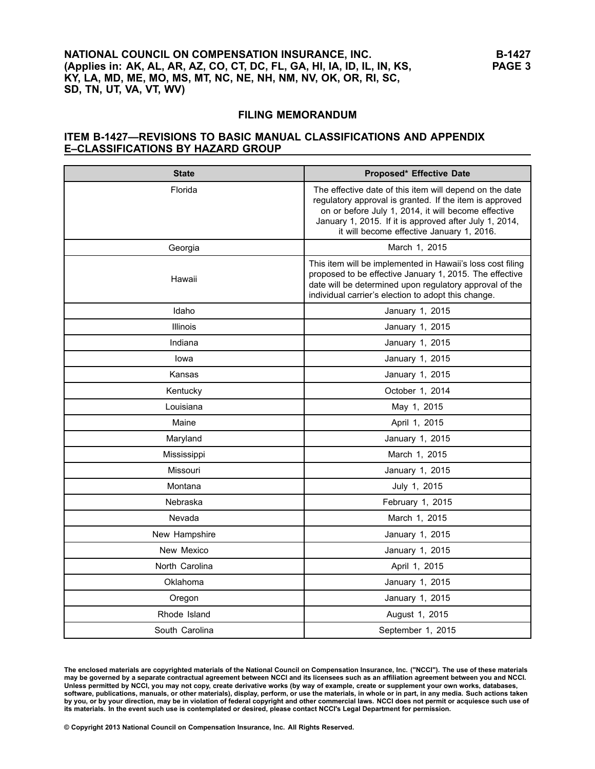## FILING MEMORANDUM

### ITEM B-1427—REVISIONS TO BASIC MANUAL CLASSIFICATIONS AND APPENDIX E–CLASSIFICATIONS BY HAZARD GROUP

| State | Proposed* Effective Date |
|---|---|
| Florida | The effective date of this item will depend on the date regulatory approval is granted. If the item is approved on or before July 1, 2014, it will become effective January 1, 2015. If it is approved after July 1, 2014, it will become effective January 1, 2016. |
| Georgia | March 1, 2015 |
| Hawaii | This item will be implemented in Hawaii's loss cost filing proposed to be effective January 1, 2015. The effective date will be determined upon regulatory approval of the individual carrier's election to adopt this change. |
| Idaho | January 1, 2015 |
| Illinois | January 1, 2015 |
| Indiana | January 1, 2015 |
| Iowa | January 1, 2015 |
| Kansas | January 1, 2015 |
| Kentucky | October 1, 2014 |
| Louisiana | May 1, 2015 |
| Maine | April 1, 2015 |
| Maryland | January 1, 2015 |
| Mississippi | March 1, 2015 |
| Missouri | January 1, 2015 |
| Montana | July 1, 2015 |
| Nebraska | February 1, 2015 |
| Nevada | March 1, 2015 |
| New Hampshire | January 1, 2015 |
| New Mexico | January 1, 2015 |
| North Carolina | April 1, 2015 |
| Oklahoma | January 1, 2015 |
| Oregon | January 1, 2015 |
| Rhode Island | August 1, 2015 |
| South Carolina | September 1, 2015 |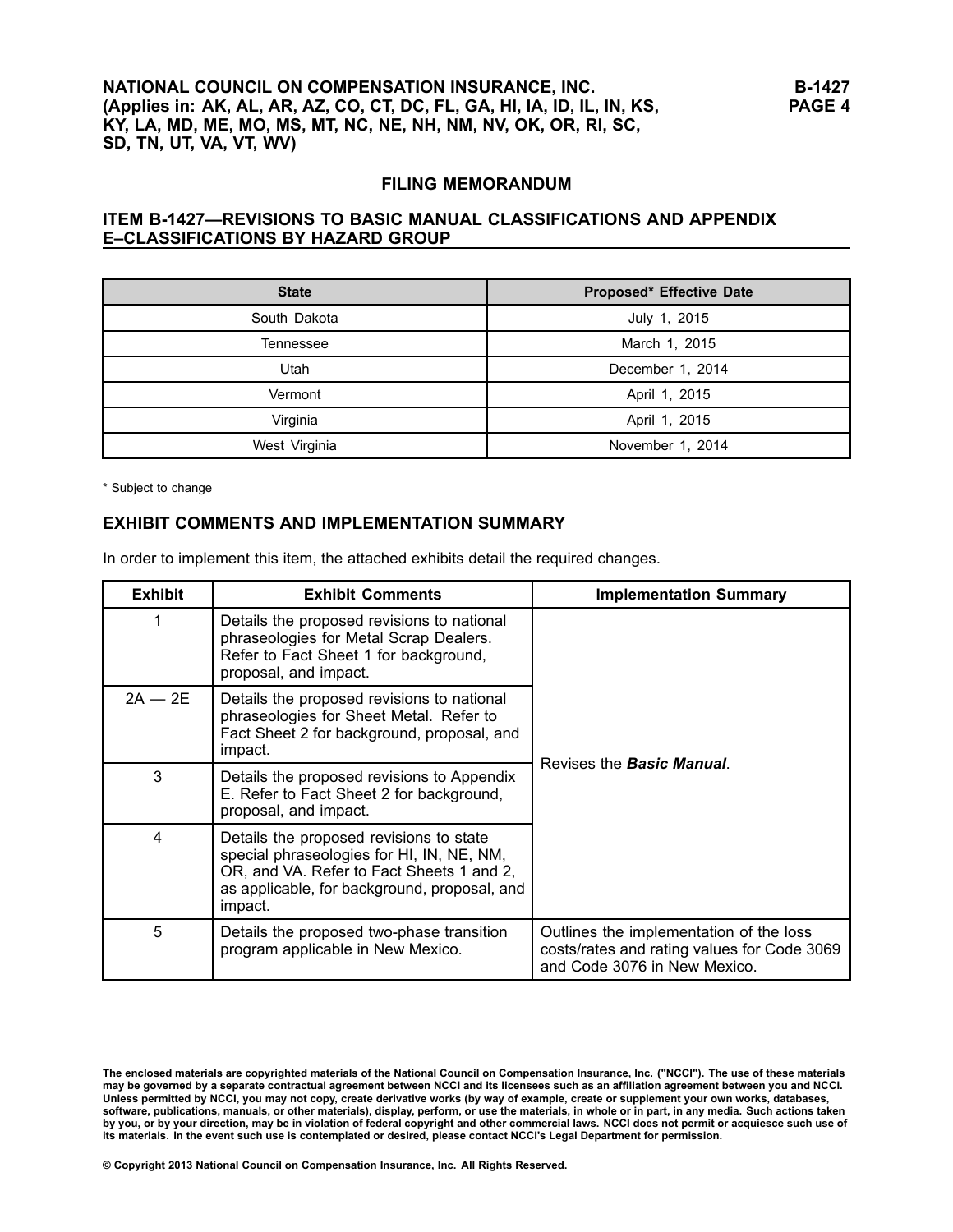## FILING MEMORANDUM

### ITEM B-1427—REVISIONS TO BASIC MANUAL CLASSIFICATIONS AND APPENDIX E–CLASSIFICATIONS BY HAZARD GROUP

| State | Proposed* Effective Date |
|---|---|
| South Dakota | July 1, 2015 |
| Tennessee | March 1, 2015 |
| Utah | December 1, 2014 |
| Vermont | April 1, 2015 |
| Virginia | April 1, 2015 |
| West Virginia | November 1, 2014 |

* Subject to change

### EXHIBIT COMMENTS AND IMPLEMENTATION SUMMARY

In order to implement this item, the attached exhibits detail the required changes.

| Exhibit | Exhibit Comments | Implementation Summary |
|---|---|---|
| 1 | Details the proposed revisions to national phraseologies for Metal Scrap Dealers. Refer to Fact Sheet 1 for background, proposal, and impact. | Revises the ***Basic Manual***. |
| 2A — 2E | Details the proposed revisions to national phraseologies for Sheet Metal. Refer to Fact Sheet 2 for background, proposal, and impact. | |
| 3 | Details the proposed revisions to Appendix E. Refer to Fact Sheet 2 for background, proposal, and impact. | |
| 4 | Details the proposed revisions to state special phraseologies for HI, IN, NE, NM, OR, and VA. Refer to Fact Sheets 1 and 2, as applicable, for background, proposal, and impact. | |
| 5 | Details the proposed two-phase transition program applicable in New Mexico. | Outlines the implementation of the loss costs/rates and rating values for Code 3069 and Code 3076 in New Mexico. |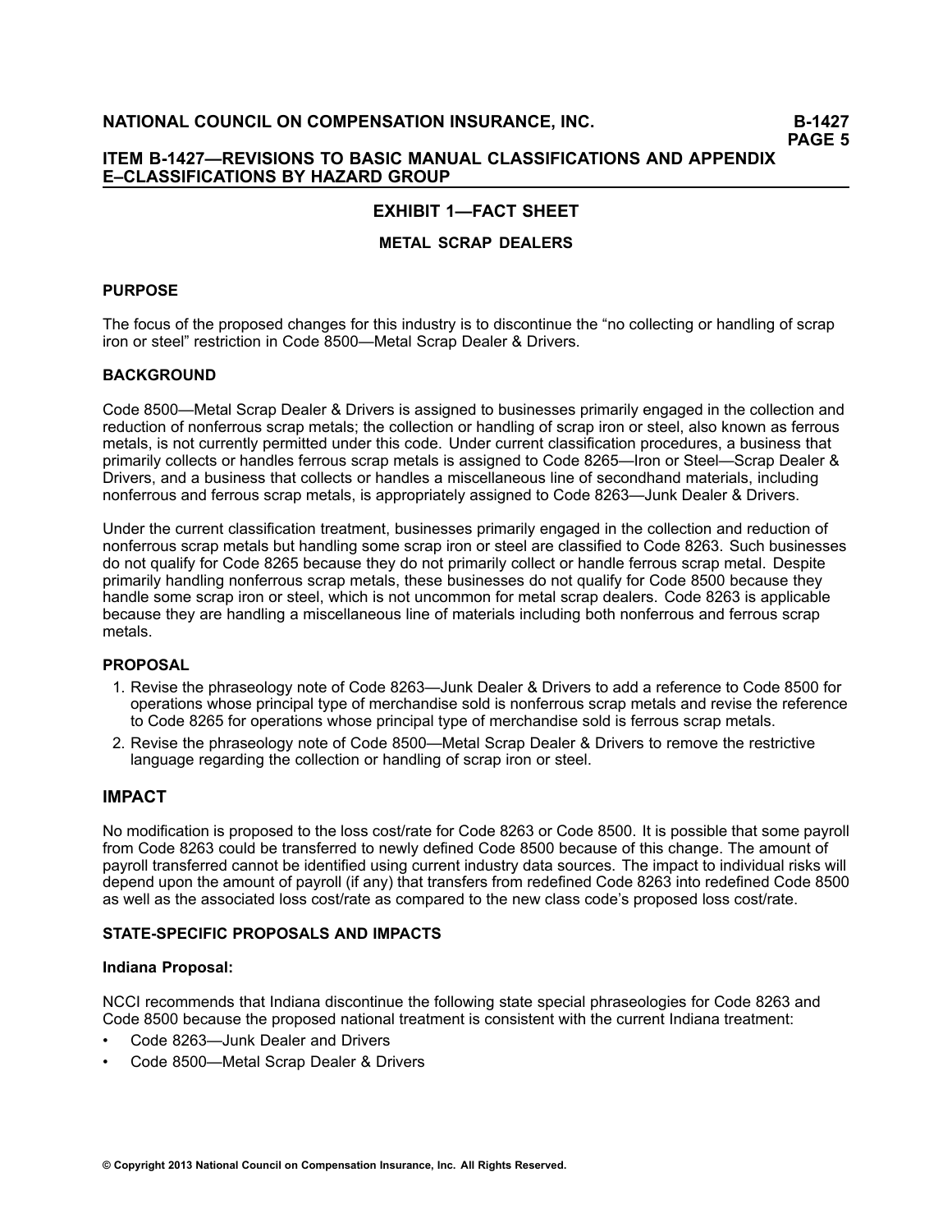## EXHIBIT 1—FACT SHEET

### METAL SCRAP DEALERS

**PURPOSE**

The focus of the proposed changes for this industry is to discontinue the "no collecting or handling of scrap iron or steel" restriction in Code 8500—Metal Scrap Dealer & Drivers.

**BACKGROUND**

Code 8500—Metal Scrap Dealer & Drivers is assigned to businesses primarily engaged in the collection and reduction of nonferrous scrap metals; the collection or handling of scrap iron or steel, also known as ferrous metals, is not currently permitted under this code. Under current classification procedures, a business that primarily collects or handles ferrous scrap metals is assigned to Code 8265—Iron or Steel—Scrap Dealer & Drivers, and a business that collects or handles a miscellaneous line of secondhand materials, including nonferrous and ferrous scrap metals, is appropriately assigned to Code 8263—Junk Dealer & Drivers.

Under the current classification treatment, businesses primarily engaged in the collection and reduction of nonferrous scrap metals but handling some scrap iron or steel are classified to Code 8263. Such businesses do not qualify for Code 8265 because they do not primarily collect or handle ferrous scrap metal. Despite primarily handling nonferrous scrap metals, these businesses do not qualify for Code 8500 because they handle some scrap iron or steel, which is not uncommon for metal scrap dealers. Code 8263 is applicable because they are handling a miscellaneous line of materials including both nonferrous and ferrous scrap metals.

**PROPOSAL**

1. Revise the phraseology note of Code 8263—Junk Dealer & Drivers to add a reference to Code 8500 for operations whose principal type of merchandise sold is nonferrous scrap metals and revise the reference to Code 8265 for operations whose principal type of merchandise sold is ferrous scrap metals.
2. Revise the phraseology note of Code 8500—Metal Scrap Dealer & Drivers to remove the restrictive language regarding the collection or handling of scrap iron or steel.

## IMPACT

No modification is proposed to the loss cost/rate for Code 8263 or Code 8500. It is possible that some payroll from Code 8263 could be transferred to newly defined Code 8500 because of this change. The amount of payroll transferred cannot be identified using current industry data sources. The impact to individual risks will depend upon the amount of payroll (if any) that transfers from redefined Code 8263 into redefined Code 8500 as well as the associated loss cost/rate as compared to the new class code's proposed loss cost/rate.

**STATE-SPECIFIC PROPOSALS AND IMPACTS**

**Indiana Proposal:**

NCCI recommends that Indiana discontinue the following state special phraseologies for Code 8263 and Code 8500 because the proposed national treatment is consistent with the current Indiana treatment:

- Code 8263—Junk Dealer and Drivers
- Code 8500—Metal Scrap Dealer & Drivers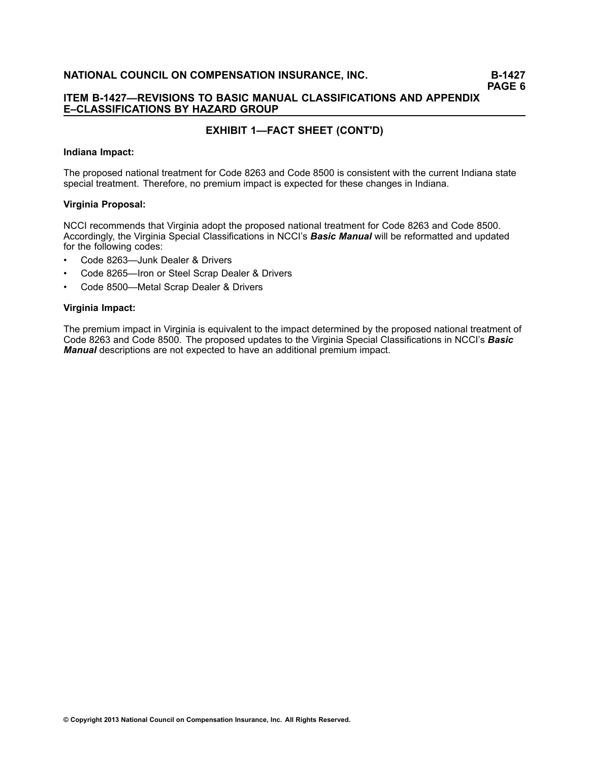## EXHIBIT 1—FACT SHEET (CONT'D)

**Indiana Impact:**

The proposed national treatment for Code 8263 and Code 8500 is consistent with the current Indiana state special treatment. Therefore, no premium impact is expected for these changes in Indiana.

**Virginia Proposal:**

NCCI recommends that Virginia adopt the proposed national treatment for Code 8263 and Code 8500. Accordingly, the Virginia Special Classifications in NCCI's ***Basic Manual*** will be reformatted and updated for the following codes:

- Code 8263—Junk Dealer & Drivers
- Code 8265—Iron or Steel Scrap Dealer & Drivers
- Code 8500—Metal Scrap Dealer & Drivers

**Virginia Impact:**

The premium impact in Virginia is equivalent to the impact determined by the proposed national treatment of Code 8263 and Code 8500. The proposed updates to the Virginia Special Classifications in NCCI's ***Basic Manual*** descriptions are not expected to have an additional premium impact.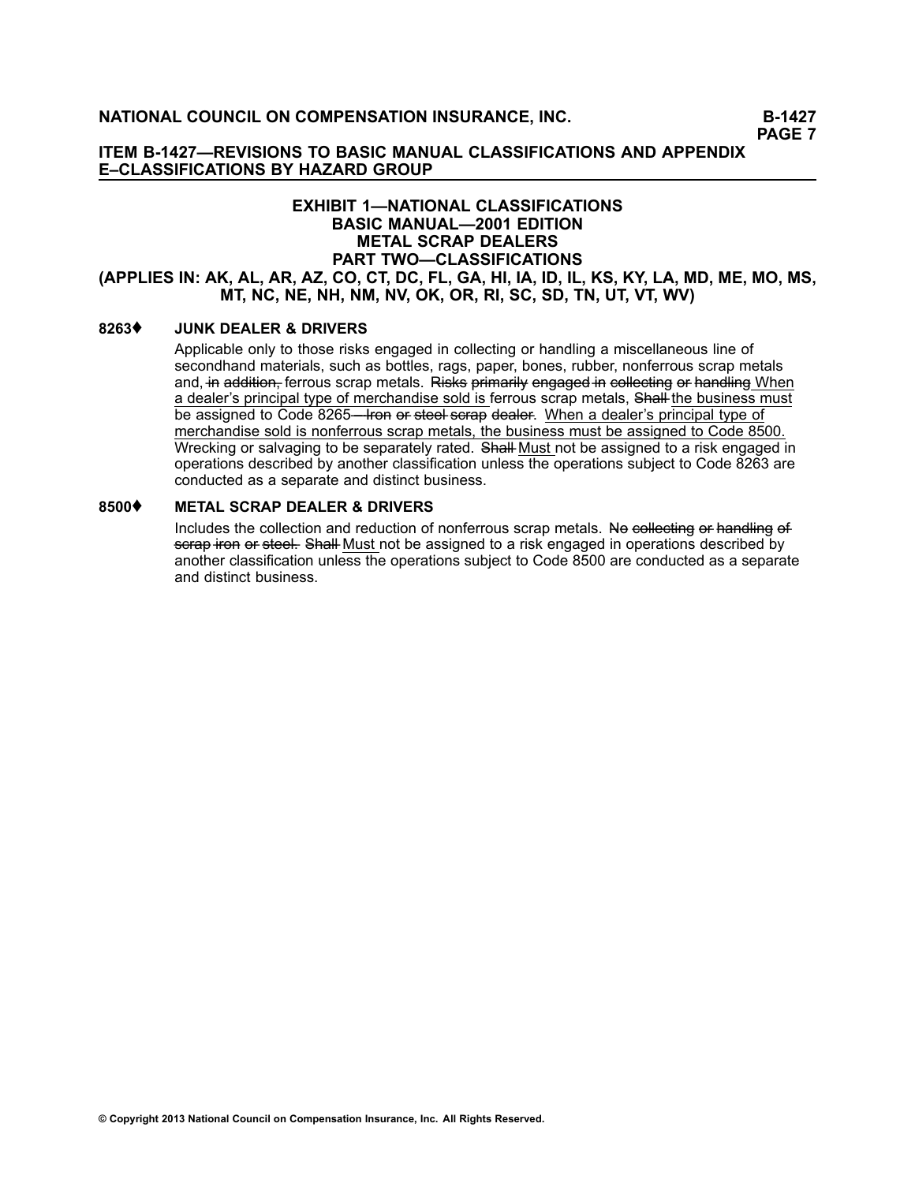## EXHIBIT 1—NATIONAL CLASSIFICATIONS
## BASIC MANUAL—2001 EDITION
## METAL SCRAP DEALERS
## PART TWO—CLASSIFICATIONS
## (APPLIES IN: AK, AL, AR, AZ, CO, CT, DC, FL, GA, HI, IA, ID, IL, KS, KY, LA, MD, ME, MO, MS, MT, NC, NE, NH, NM, NV, OK, OR, RI, SC, SD, TN, UT, VT, WV)

**8263♦ JUNK DEALER & DRIVERS**

Applicable only to those risks engaged in collecting or handling a miscellaneous line of secondhand materials, such as bottles, rags, paper, bones, rubber, nonferrous scrap metals and, ~~in addition,~~ ferrous scrap metals. ~~Risks primarily engaged in collecting or handling~~ <u>When a dealer's principal type of merchandise sold is</u> ferrous scrap metals, ~~Shall~~ <u>the business must</u> be assigned to Code 8265~~—Iron or steel scrap dealer~~. <u>When a dealer's principal type of merchandise sold is nonferrous scrap metals, the business must be assigned to Code 8500.</u> Wrecking or salvaging to be separately rated. ~~Shall~~ <u>Must</u> not be assigned to a risk engaged in operations described by another classification unless the operations subject to Code 8263 are conducted as a separate and distinct business.

**8500♦ METAL SCRAP DEALER & DRIVERS**

Includes the collection and reduction of nonferrous scrap metals. ~~No collecting or handling of scrap iron or steel.~~ ~~Shall~~ <u>Must</u> not be assigned to a risk engaged in operations described by another classification unless the operations subject to Code 8500 are conducted as a separate and distinct business.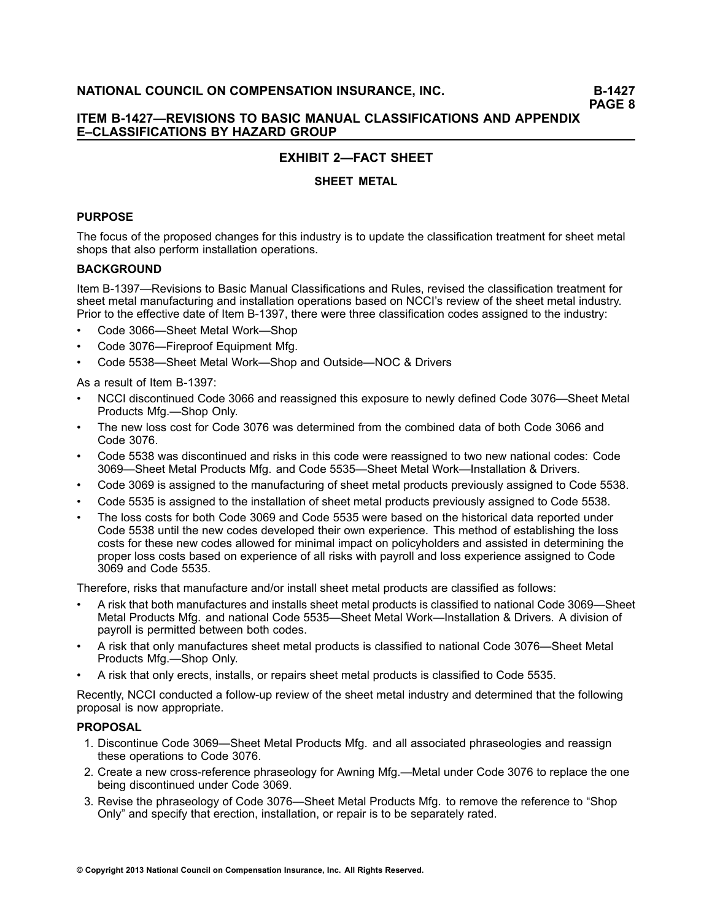## EXHIBIT 2—FACT SHEET

### SHEET METAL

**PURPOSE**

The focus of the proposed changes for this industry is to update the classification treatment for sheet metal shops that also perform installation operations.

**BACKGROUND**

Item B-1397—Revisions to Basic Manual Classifications and Rules, revised the classification treatment for sheet metal manufacturing and installation operations based on NCCI's review of the sheet metal industry. Prior to the effective date of Item B-1397, there were three classification codes assigned to the industry:

- Code 3066—Sheet Metal Work—Shop
- Code 3076—Fireproof Equipment Mfg.
- Code 5538—Sheet Metal Work—Shop and Outside—NOC & Drivers

As a result of Item B-1397:

- NCCI discontinued Code 3066 and reassigned this exposure to newly defined Code 3076—Sheet Metal Products Mfg.—Shop Only.
- The new loss cost for Code 3076 was determined from the combined data of both Code 3066 and Code 3076.
- Code 5538 was discontinued and risks in this code were reassigned to two new national codes: Code 3069—Sheet Metal Products Mfg. and Code 5535—Sheet Metal Work—Installation & Drivers.
- Code 3069 is assigned to the manufacturing of sheet metal products previously assigned to Code 5538.
- Code 5535 is assigned to the installation of sheet metal products previously assigned to Code 5538.
- The loss costs for both Code 3069 and Code 5535 were based on the historical data reported under Code 5538 until the new codes developed their own experience. This method of establishing the loss costs for these new codes allowed for minimal impact on policyholders and assisted in determining the proper loss costs based on experience of all risks with payroll and loss experience assigned to Code 3069 and Code 5535.

Therefore, risks that manufacture and/or install sheet metal products are classified as follows:

- A risk that both manufactures and installs sheet metal products is classified to national Code 3069—Sheet Metal Products Mfg. and national Code 5535—Sheet Metal Work—Installation & Drivers. A division of payroll is permitted between both codes.
- A risk that only manufactures sheet metal products is classified to national Code 3076—Sheet Metal Products Mfg.—Shop Only.
- A risk that only erects, installs, or repairs sheet metal products is classified to Code 5535.

Recently, NCCI conducted a follow-up review of the sheet metal industry and determined that the following proposal is now appropriate.

**PROPOSAL**

1. Discontinue Code 3069—Sheet Metal Products Mfg. and all associated phraseologies and reassign these operations to Code 3076.
2. Create a new cross-reference phraseology for Awning Mfg.—Metal under Code 3076 to replace the one being discontinued under Code 3069.
3. Revise the phraseology of Code 3076—Sheet Metal Products Mfg. to remove the reference to "Shop Only" and specify that erection, installation, or repair is to be separately rated.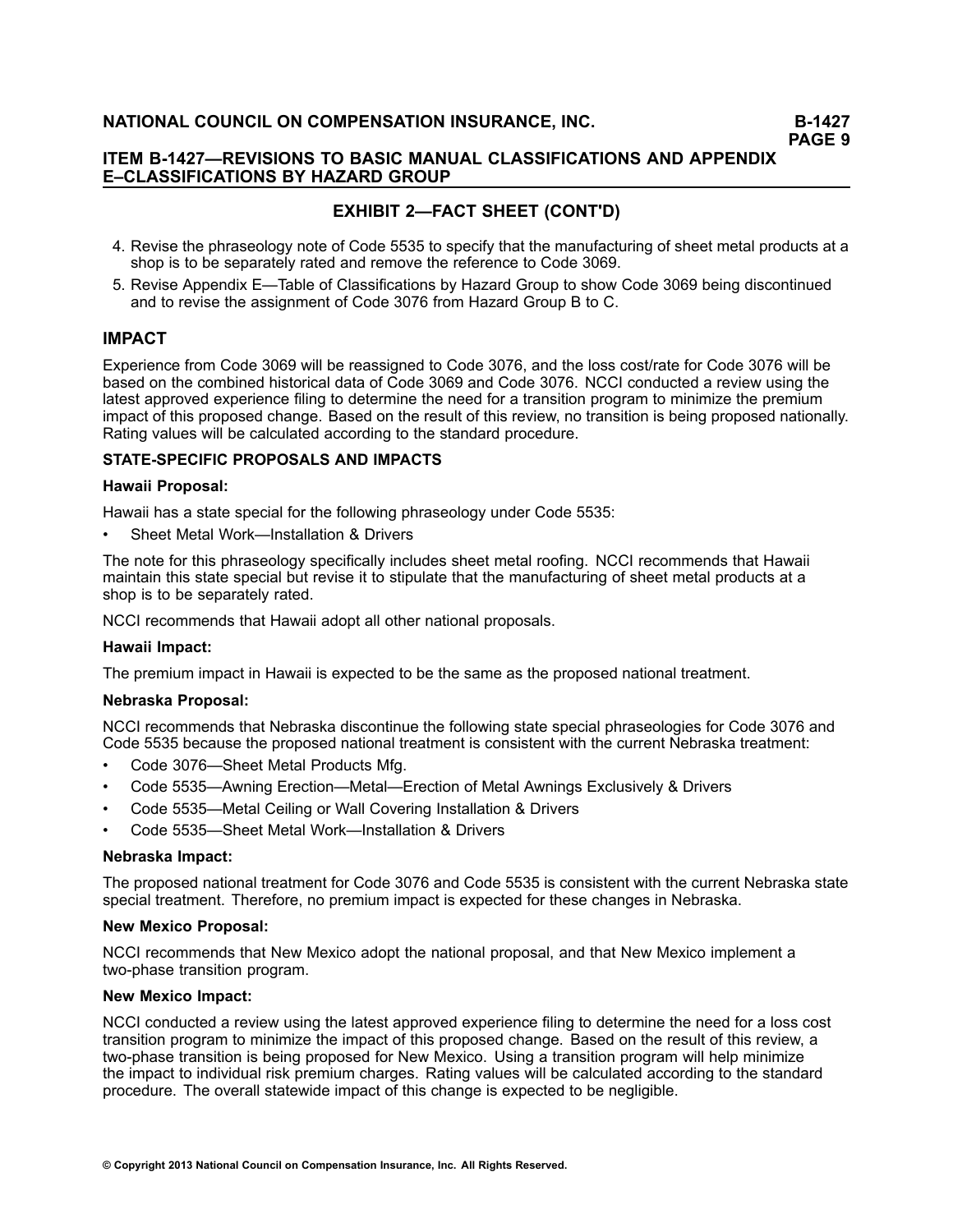## EXHIBIT 2—FACT SHEET (CONT'D)

4. Revise the phraseology note of Code 5535 to specify that the manufacturing of sheet metal products at a shop is to be separately rated and remove the reference to Code 3069.
5. Revise Appendix E—Table of Classifications by Hazard Group to show Code 3069 being discontinued and to revise the assignment of Code 3076 from Hazard Group B to C.

## IMPACT

Experience from Code 3069 will be reassigned to Code 3076, and the loss cost/rate for Code 3076 will be based on the combined historical data of Code 3069 and Code 3076. NCCI conducted a review using the latest approved experience filing to determine the need for a transition program to minimize the premium impact of this proposed change. Based on the result of this review, no transition is being proposed nationally. Rating values will be calculated according to the standard procedure.

### STATE-SPECIFIC PROPOSALS AND IMPACTS

**Hawaii Proposal:**

Hawaii has a state special for the following phraseology under Code 5535:

- Sheet Metal Work—Installation & Drivers

The note for this phraseology specifically includes sheet metal roofing. NCCI recommends that Hawaii maintain this state special but revise it to stipulate that the manufacturing of sheet metal products at a shop is to be separately rated.

NCCI recommends that Hawaii adopt all other national proposals.

**Hawaii Impact:**

The premium impact in Hawaii is expected to be the same as the proposed national treatment.

**Nebraska Proposal:**

NCCI recommends that Nebraska discontinue the following state special phraseologies for Code 3076 and Code 5535 because the proposed national treatment is consistent with the current Nebraska treatment:

- Code 3076—Sheet Metal Products Mfg.
- Code 5535—Awning Erection—Metal—Erection of Metal Awnings Exclusively & Drivers
- Code 5535—Metal Ceiling or Wall Covering Installation & Drivers
- Code 5535—Sheet Metal Work—Installation & Drivers

**Nebraska Impact:**

The proposed national treatment for Code 3076 and Code 5535 is consistent with the current Nebraska state special treatment. Therefore, no premium impact is expected for these changes in Nebraska.

**New Mexico Proposal:**

NCCI recommends that New Mexico adopt the national proposal, and that New Mexico implement a two-phase transition program.

**New Mexico Impact:**

NCCI conducted a review using the latest approved experience filing to determine the need for a loss cost transition program to minimize the impact of this proposed change. Based on the result of this review, a two-phase transition is being proposed for New Mexico. Using a transition program will help minimize the impact to individual risk premium charges. Rating values will be calculated according to the standard procedure. The overall statewide impact of this change is expected to be negligible.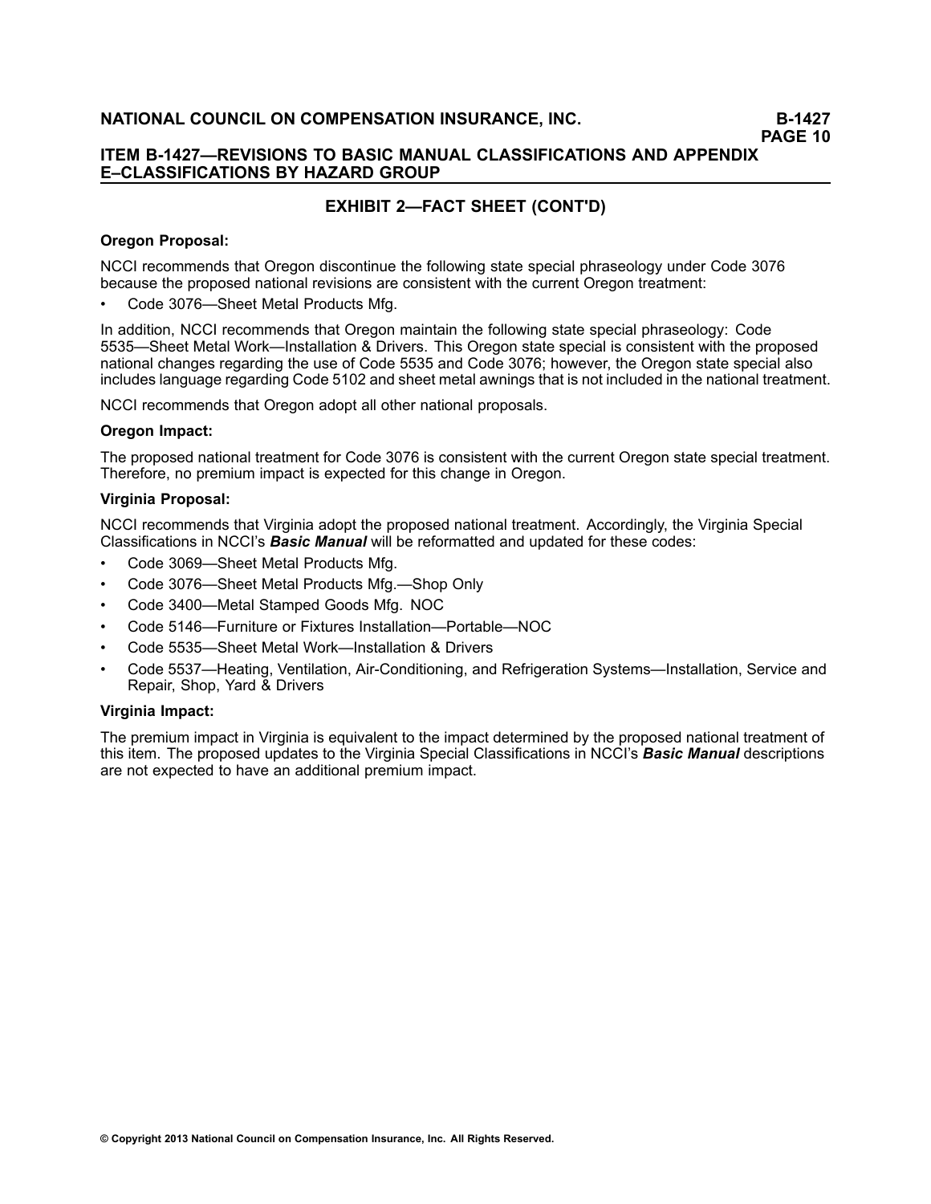## EXHIBIT 2—FACT SHEET (CONT'D)

**Oregon Proposal:**

NCCI recommends that Oregon discontinue the following state special phraseology under Code 3076 because the proposed national revisions are consistent with the current Oregon treatment:

- Code 3076—Sheet Metal Products Mfg.

In addition, NCCI recommends that Oregon maintain the following state special phraseology: Code 5535—Sheet Metal Work—Installation & Drivers. This Oregon state special is consistent with the proposed national changes regarding the use of Code 5535 and Code 3076; however, the Oregon state special also includes language regarding Code 5102 and sheet metal awnings that is not included in the national treatment.

NCCI recommends that Oregon adopt all other national proposals.

**Oregon Impact:**

The proposed national treatment for Code 3076 is consistent with the current Oregon state special treatment. Therefore, no premium impact is expected for this change in Oregon.

**Virginia Proposal:**

NCCI recommends that Virginia adopt the proposed national treatment. Accordingly, the Virginia Special Classifications in NCCI's ***Basic Manual*** will be reformatted and updated for these codes:

- Code 3069—Sheet Metal Products Mfg.
- Code 3076—Sheet Metal Products Mfg.—Shop Only
- Code 3400—Metal Stamped Goods Mfg. NOC
- Code 5146—Furniture or Fixtures Installation—Portable—NOC
- Code 5535—Sheet Metal Work—Installation & Drivers
- Code 5537—Heating, Ventilation, Air-Conditioning, and Refrigeration Systems—Installation, Service and Repair, Shop, Yard & Drivers

**Virginia Impact:**

The premium impact in Virginia is equivalent to the impact determined by the proposed national treatment of this item. The proposed updates to the Virginia Special Classifications in NCCI's ***Basic Manual*** descriptions are not expected to have an additional premium impact.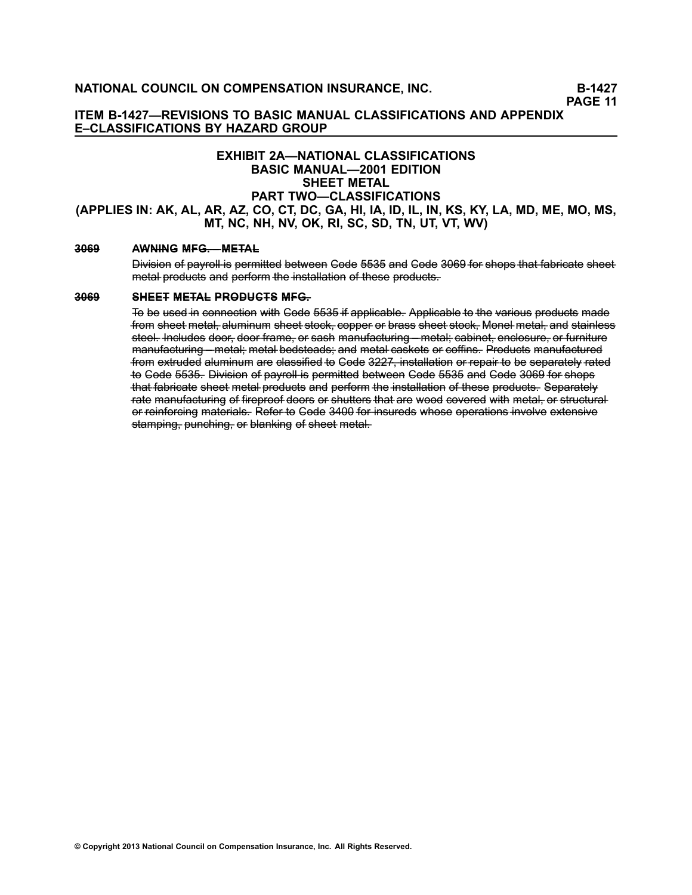## EXHIBIT 2A—NATIONAL CLASSIFICATIONS
## BASIC MANUAL—2001 EDITION
## SHEET METAL
## PART TWO—CLASSIFICATIONS
## (APPLIES IN: AK, AL, AR, AZ, CO, CT, DC, GA, HI, IA, ID, IL, IN, KS, KY, LA, MD, ME, MO, MS, MT, NC, NH, NV, OK, RI, SC, SD, TN, UT, VT, WV)

~~**3069 AWNING MFG.—METAL**~~

~~Division of payroll is permitted between Code 5535 and Code 3069 for shops that fabricate sheet metal products and perform the installation of these products.~~

~~**3069 SHEET METAL PRODUCTS MFG.**~~

~~To be used in connection with Code 5535 if applicable. Applicable to the various products made from sheet metal, aluminum sheet stock, copper or brass sheet stock, Monel metal, and stainless steel. Includes door, door frame, or sash manufacturing—metal; cabinet, enclosure, or furniture manufacturing—metal; metal bedsteads; and metal caskets or coffins. Products manufactured from extruded aluminum are classified to Code 3227, installation or repair to be separately rated to Code 5535. Division of payroll is permitted between Code 5535 and Code 3069 for shops that fabricate sheet metal products and perform the installation of these products. Separately rate manufacturing of fireproof doors or shutters that are wood covered with metal, or structural or reinforcing materials. Refer to Code 3400 for insureds whose operations involve extensive stamping, punching, or blanking of sheet metal.~~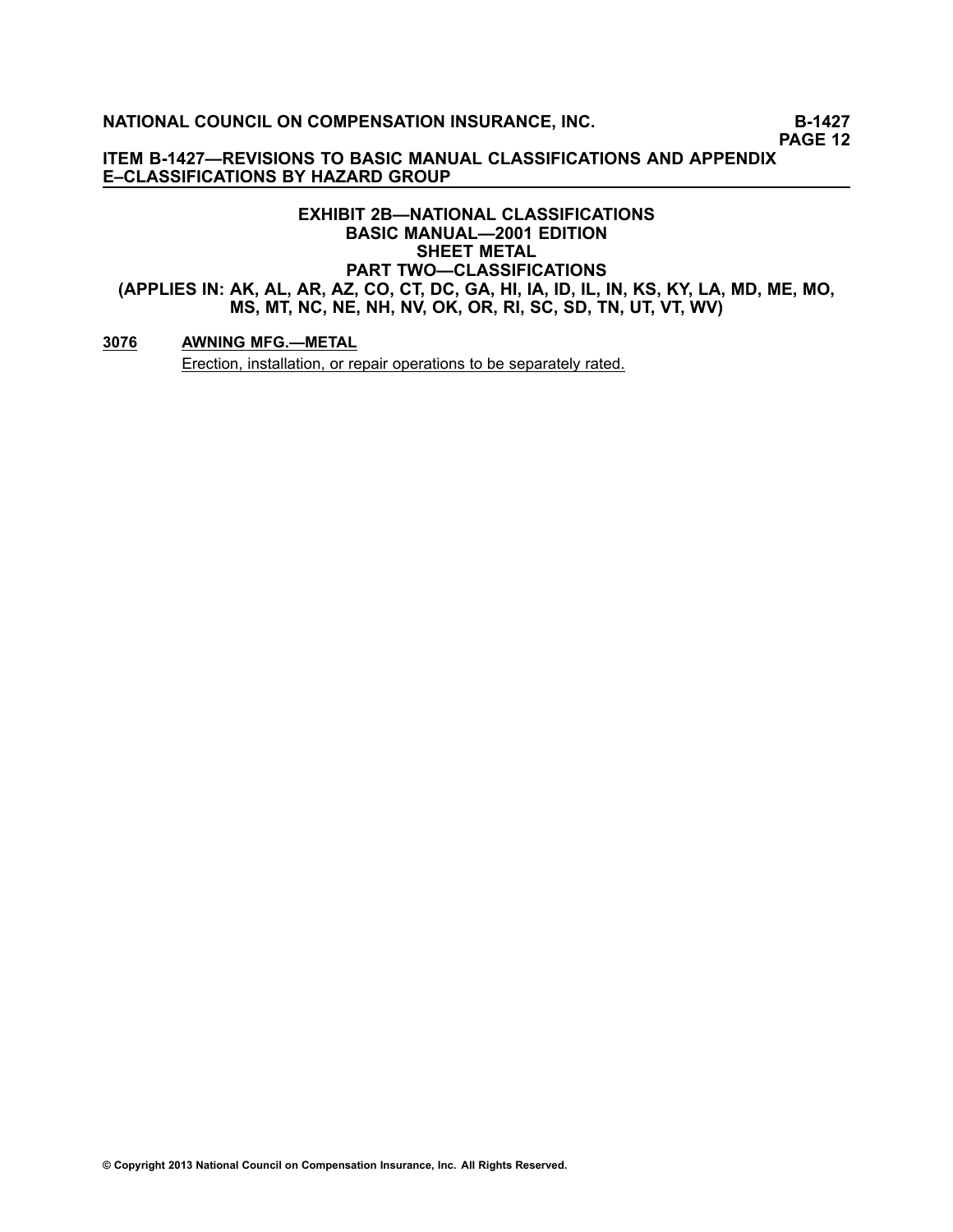## EXHIBIT 2B—NATIONAL CLASSIFICATIONS
## BASIC MANUAL—2001 EDITION
## SHEET METAL
## PART TWO—CLASSIFICATIONS
### (APPLIES IN: AK, AL, AR, AZ, CO, CT, DC, GA, HI, IA, ID, IL, IN, KS, KY, LA, MD, ME, MO, MS, MT, NC, NE, NH, NV, OK, OR, RI, SC, SD, TN, UT, VT, WV)

**3076** **AWNING MFG.—METAL**

Erection, installation, or repair operations to be separately rated.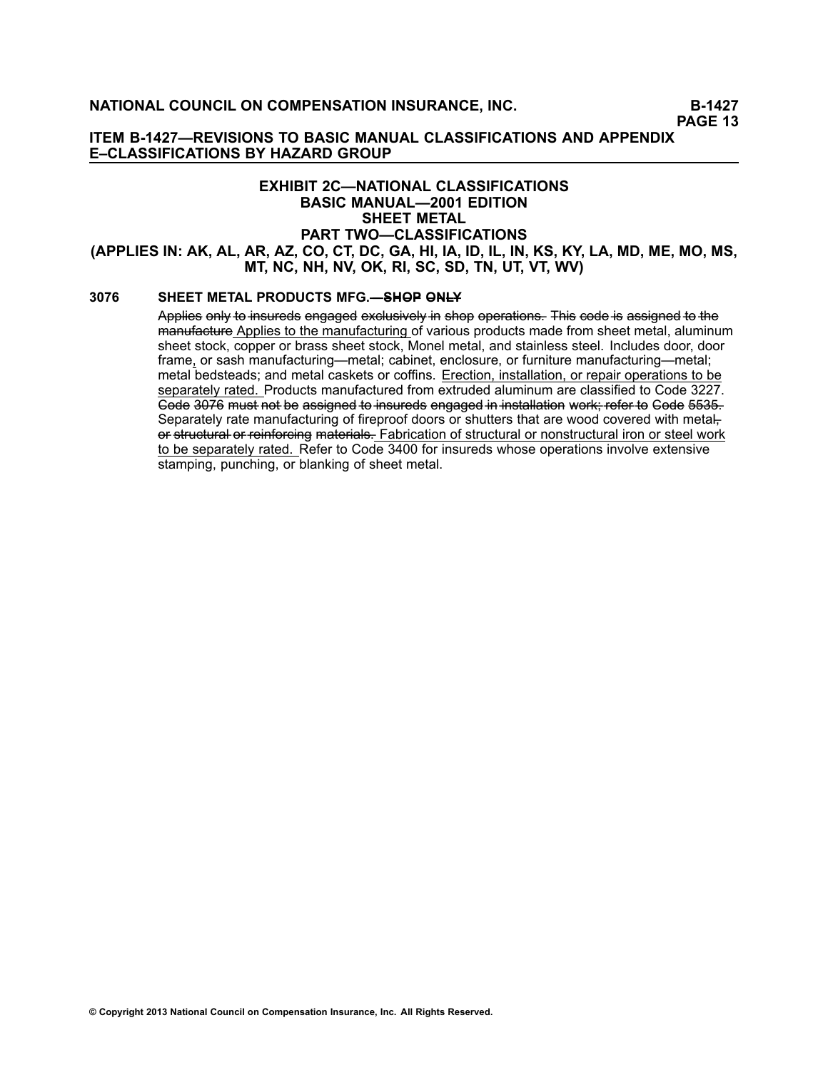## ITEM B-1427—REVISIONS TO BASIC MANUAL CLASSIFICATIONS AND APPENDIX E–CLASSIFICATIONS BY HAZARD GROUP

### EXHIBIT 2C—NATIONAL CLASSIFICATIONS
### BASIC MANUAL—2001 EDITION
### SHEET METAL
### PART TWO—CLASSIFICATIONS
### (APPLIES IN: AK, AL, AR, AZ, CO, CT, DC, GA, HI, IA, ID, IL, IN, KS, KY, LA, MD, ME, MO, MS, MT, NC, NH, NV, OK, RI, SC, SD, TN, UT, VT, WV)

**3076 SHEET METAL PRODUCTS MFG.—~~SHOP ONLY~~**

~~Applies only to insureds engaged exclusively in shop operations. This code is assigned to the manufacture~~ <u>Applies to the manufacturing </u>of various products made from sheet metal, aluminum sheet stock, copper or brass sheet stock, Monel metal, and stainless steel. Includes door, door frame<u>,</u> or sash manufacturing—metal; cabinet, enclosure, or furniture manufacturing—metal; metal bedsteads; and metal caskets or coffins. <u>Erection, installation, or repair operations to be separately rated. </u>Products manufactured from extruded aluminum are classified to Code 3227. ~~Code 3076 must not be assigned to insureds engaged in installation work; refer to Code 5535.~~ Separately rate manufacturing of fireproof doors or shutters that are wood covered with metal~~, or structural or reinforcing materials.~~ <u>Fabrication of structural or nonstructural iron or steel work to be separately rated. </u>Refer to Code 3400 for insureds whose operations involve extensive stamping, punching, or blanking of sheet metal.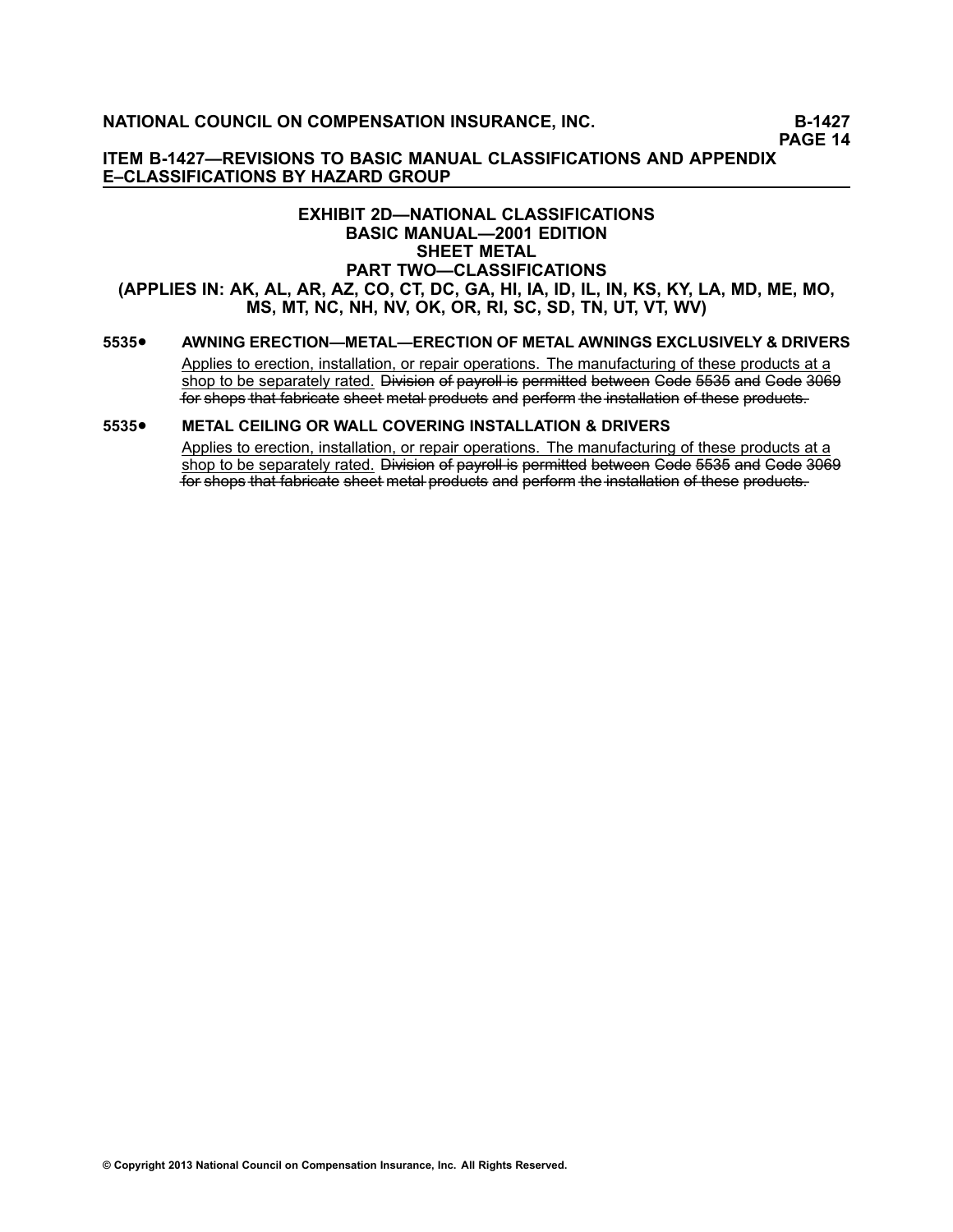# EXHIBIT 2D—NATIONAL CLASSIFICATIONS
## BASIC MANUAL—2001 EDITION
## SHEET METAL
## PART TWO—CLASSIFICATIONS
### (APPLIES IN: AK, AL, AR, AZ, CO, CT, DC, GA, HI, IA, ID, IL, IN, KS, KY, LA, MD, ME, MO, MS, MT, NC, NH, NV, OK, OR, RI, SC, SD, TN, UT, VT, WV)

**5535● AWNING ERECTION—METAL—ERECTION OF METAL AWNINGS EXCLUSIVELY & DRIVERS**

<u>Applies to erection, installation, or repair operations. The manufacturing of these products at a shop to be separately rated.</u> ~~Division of payroll is permitted between Code 5535 and Code 3069 for shops that fabricate sheet metal products and perform the installation of these products.~~

**5535● METAL CEILING OR WALL COVERING INSTALLATION & DRIVERS**

<u>Applies to erection, installation, or repair operations. The manufacturing of these products at a shop to be separately rated.</u> ~~Division of payroll is permitted between Code 5535 and Code 3069 for shops that fabricate sheet metal products and perform the installation of these products.~~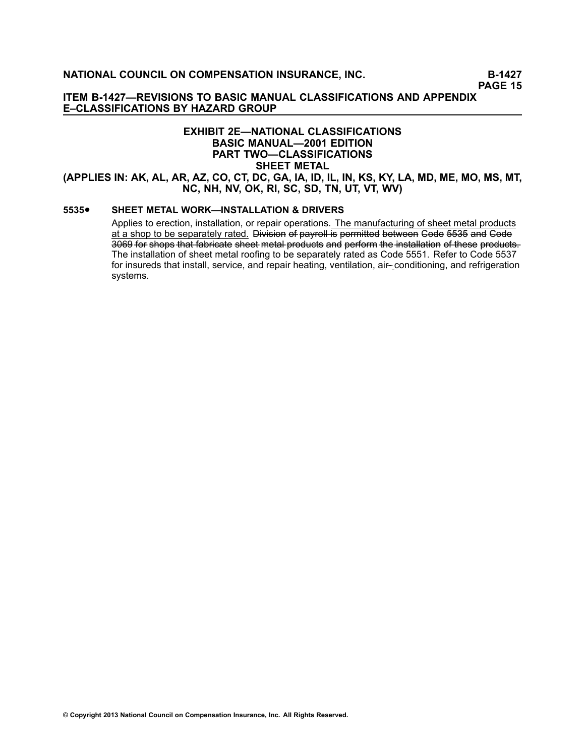# EXHIBIT 2E—NATIONAL CLASSIFICATIONS
## BASIC MANUAL—2001 EDITION
## PART TWO—CLASSIFICATIONS
## SHEET METAL
## (APPLIES IN: AK, AL, AR, AZ, CO, CT, DC, GA, IA, ID, IL, IN, KS, KY, LA, MD, ME, MO, MS, MT, NC, NH, NV, OK, RI, SC, SD, TN, UT, VT, WV)

**5535●** **SHEET METAL WORK—INSTALLATION & DRIVERS**

Applies to erection, installation, or repair operations. <u>The manufacturing of sheet metal products at a shop to be separately rated.</u> ~~Division of payroll is permitted between Code 5535 and Code 3069 for shops that fabricate sheet metal products and perform the installation of these products.~~ The installation of sheet metal roofing to be separately rated as Code 5551. Refer to Code 5537 for insureds that install, service, and repair heating, ventilation, air~~-~~ conditioning, and refrigeration systems.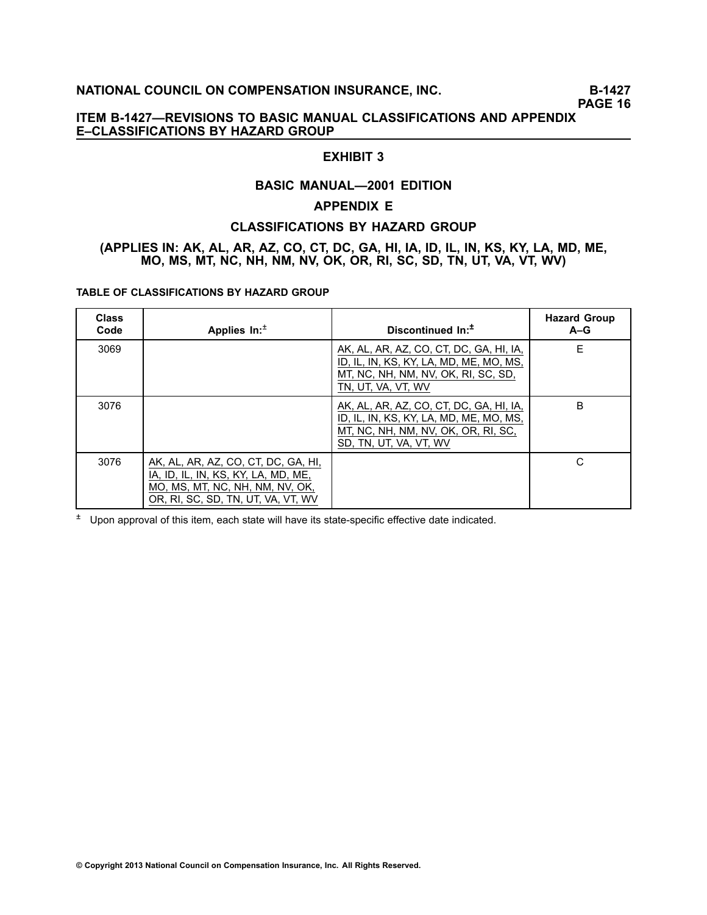## ITEM B-1427—REVISIONS TO BASIC MANUAL CLASSIFICATIONS AND APPENDIX E–CLASSIFICATIONS BY HAZARD GROUP

### EXHIBIT 3

### BASIC MANUAL—2001 EDITION

### APPENDIX E

### CLASSIFICATIONS BY HAZARD GROUP

### (APPLIES IN: AK, AL, AR, AZ, CO, CT, DC, GA, HI, IA, ID, IL, IN, KS, KY, LA, MD, ME, MO, MS, MT, NC, NH, NM, NV, OK, OR, RI, SC, SD, TN, UT, VA, VT, WV)

**TABLE OF CLASSIFICATIONS BY HAZARD GROUP**

| Class Code | Applies In:± | Discontinued In:± | Hazard Group A–G |
|---|---|---|---|
| 3069 | | AK, AL, AR, AZ, CO, CT, DC, GA, HI, IA, ID, IL, IN, KS, KY, LA, MD, ME, MO, MS, MT, NC, NH, NM, NV, OK, RI, SC, SD, TN, UT, VA, VT, WV | E |
| 3076 | | AK, AL, AR, AZ, CO, CT, DC, GA, HI, IA, ID, IL, IN, KS, KY, LA, MD, ME, MO, MS, MT, NC, NH, NM, NV, OK, OR, RI, SC, SD, TN, UT, VA, VT, WV | B |
| 3076 | AK, AL, AR, AZ, CO, CT, DC, GA, HI, IA, ID, IL, IN, KS, KY, LA, MD, ME, MO, MS, MT, NC, NH, NM, NV, OK, OR, RI, SC, SD, TN, UT, VA, VT, WV | | C |

± Upon approval of this item, each state will have its state-specific effective date indicated.